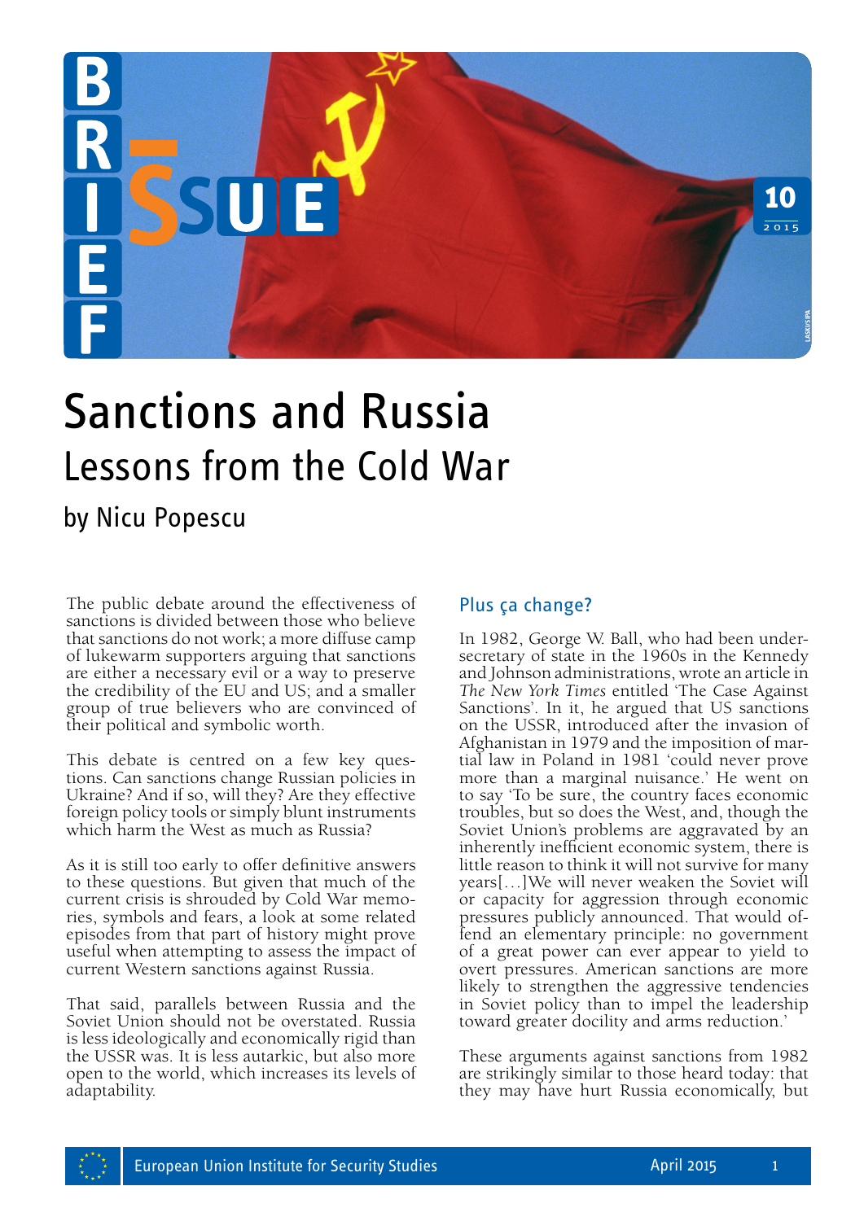# Sanctions and Russia

## Lessons from the Cold War

by Nicu Popescu

The public debate around the effectiveness of sanctions is divided between those who believe that sanctions do not work; a more diffuse camp of lukewarm supporters arguing that sanctions are either a necessary evil or a way to preserve the credibility of the EU and US; and a smaller group of true believers who are convinced of their political and symbolic worth.

This debate is centred on a few key questions. Can sanctions change Russian policies in Ukraine? And if so, will they? Are they effective foreign policy tools or simply blunt instruments which harm the West as much as Russia?

As it is still too early to offer definitive answers to these questions. But given that much of the current crisis is shrouded by Cold War memories, symbols and fears, a look at some related episodes from that part of history might prove useful when attempting to assess the impact of current Western sanctions against Russia.

That said, parallels between Russia and the Soviet Union should not be overstated. Russia is less ideologically and economically rigid than the USSR was. It is less autarkic, but also more open to the world, which increases its levels of adaptability.

### Plus ça change?

In 1982, George W. Ball, who had been under-secretary of state in the 1960s in the Kennedy and Johnson administrations, wrote an article in *The New York Times* entitled 'The Case Against Sanctions'. In it, he argued that US sanctions on the USSR, introduced after the invasion of Afghanistan in 1979 and the imposition of martial law in Poland in 1981 'could never prove more than a marginal nuisance.' He went on to say 'To be sure, the country faces economic troubles, but so does the West, and, though the Soviet Union's problems are aggravated by an inherently inefficient economic system, there is little reason to think it will not survive for many years[…]We will never weaken the Soviet will or capacity for aggression through economic pressures publicly announced. That would offend an elementary principle: no government of a great power can ever appear to yield to overt pressures. American sanctions are more likely to strengthen the aggressive tendencies in Soviet policy than to impel the leadership toward greater docility and arms reduction.'

These arguments against sanctions from 1982 are strikingly similar to those heard today: that they may have hurt Russia economically, but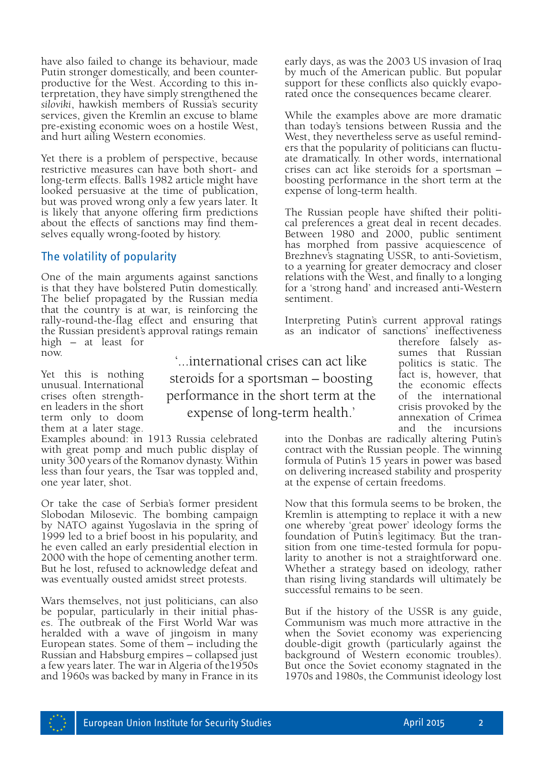have also failed to change its behaviour, made Putin stronger domestically, and been counterproductive for the West. According to this interpretation, they have simply strengthened the *siloviki*, hawkish members of Russia's security services, given the Kremlin an excuse to blame pre-existing economic woes on a hostile West, and hurt ailing Western economies.

Yet there is a problem of perspective, because restrictive measures can have both short- and long-term effects. Ball's 1982 article might have looked persuasive at the time of publication, but was proved wrong only a few years later. It is likely that anyone offering firm predictions about the effects of sanctions may find themselves equally wrong-footed by history.

## The volatility of popularity

One of the main arguments against sanctions is that they have bolstered Putin domestically. The belief propagated by the Russian media that the country is at war, is reinforcing the rally-round-the-flag effect and ensuring that the Russian president's approval ratings remain high – at least for now.

Yet this is nothing unusual. International crises often strengthen leaders in the short term only to doom them at a later stage. Examples abound: in 1913 Russia celebrated with great pomp and much public display of unity 300 years of the Romanov dynasty. Within less than four years, the Tsar was toppled and, one year later, shot.

Or take the case of Serbia's former president Slobodan Milosevic. The bombing campaign by NATO against Yugoslavia in the spring of 1999 led to a brief boost in his popularity, and he even called an early presidential election in 2000 with the hope of cementing another term. But he lost, refused to acknowledge defeat and was eventually ousted amidst street protests.

Wars themselves, not just politicians, can also be popular, particularly in their initial phases. The outbreak of the First World War was heralded with a wave of jingoism in many European states. Some of them – including the Russian and Habsburg empires – collapsed just a few years later. The war in Algeria of the1950s and 1960s was backed by many in France in its early days, as was the 2003 US invasion of Iraq by much of the American public. But popular support for these conflicts also quickly evaporated once the consequences became clearer.

While the examples above are more dramatic than today's tensions between Russia and the West, they nevertheless serve as useful reminders that the popularity of politicians can fluctuate dramatically. In other words, international crises can act like steroids for a sportsman – boosting performance in the short term at the expense of long-term health.

The Russian people have shifted their political preferences a great deal in recent decades. Between 1980 and 2000, public sentiment has morphed from passive acquiescence of Brezhnev's stagnating USSR, to anti-Sovietism, to a yearning for greater democracy and closer relations with the West, and finally to a longing for a 'strong hand' and increased anti-Western sentiment.

Interpreting Putin's current approval ratings as an indicator of sanctions' ineffectiveness therefore falsely assumes that Russian politics is static. The fact is, however, that the economic effects of the international crisis provoked by the annexation of Crimea and the incursions into the Donbas are radically altering Putin's contract with the Russian people. The winning formula of Putin's 15 years in power was based on delivering increased stability and prosperity at the expense of certain freedoms.

> '...international crises can act like steroids for a sportsman – boosting performance in the short term at the expense of long-term health.'

Now that this formula seems to be broken, the Kremlin is attempting to replace it with a new one whereby 'great power' ideology forms the foundation of Putin's legitimacy. But the transition from one time-tested formula for popularity to another is not a straightforward one. Whether a strategy based on ideology, rather than rising living standards will ultimately be successful remains to be seen.

But if the history of the USSR is any guide, Communism was much more attractive in the when the Soviet economy was experiencing double-digit growth (particularly against the background of Western economic troubles). But once the Soviet economy stagnated in the 1970s and 1980s, the Communist ideology lost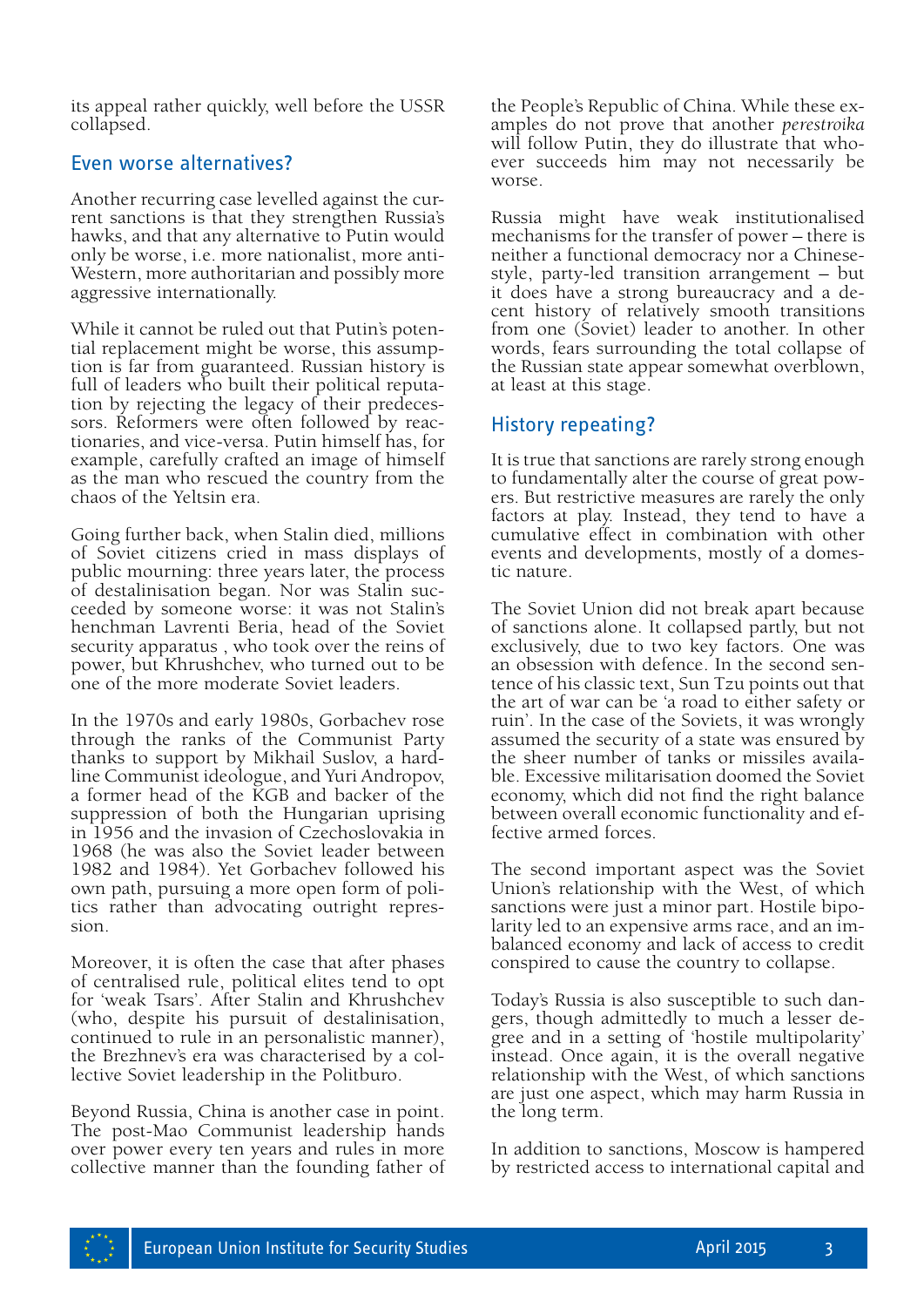its appeal rather quickly, well before the USSR collapsed.

## Even worse alternatives?

Another recurring case levelled against the current sanctions is that they strengthen Russia's hawks, and that any alternative to Putin would only be worse, i.e. more nationalist, more anti-Western, more authoritarian and possibly more aggressive internationally.

While it cannot be ruled out that Putin's potential replacement might be worse, this assumption is far from guaranteed. Russian history is full of leaders who built their political reputation by rejecting the legacy of their predecessors. Reformers were often followed by reactionaries, and vice-versa. Putin himself has, for example, carefully crafted an image of himself as the man who rescued the country from the chaos of the Yeltsin era.

Going further back, when Stalin died, millions of Soviet citizens cried in mass displays of public mourning: three years later, the process of destalinisation began. Nor was Stalin succeeded by someone worse: it was not Stalin's henchman Lavrenti Beria, head of the Soviet security apparatus , who took over the reins of power, but Khrushchev, who turned out to be one of the more moderate Soviet leaders.

In the 1970s and early 1980s, Gorbachev rose through the ranks of the Communist Party thanks to support by Mikhail Suslov, a hardline Communist ideologue, and Yuri Andropov, a former head of the KGB and backer of the suppression of both the Hungarian uprising in 1956 and the invasion of Czechoslovakia in 1968 (he was also the Soviet leader between 1982 and 1984). Yet Gorbachev followed his own path, pursuing a more open form of politics rather than advocating outright repression.

Moreover, it is often the case that after phases of centralised rule, political elites tend to opt for 'weak Tsars'. After Stalin and Khrushchev (who, despite his pursuit of destalinisation, continued to rule in an personalistic manner), the Brezhnev's era was characterised by a collective Soviet leadership in the Politburo.

Beyond Russia, China is another case in point. The post-Mao Communist leadership hands over power every ten years and rules in more collective manner than the founding father of the People's Republic of China. While these examples do not prove that another *perestroika* will follow Putin, they do illustrate that whoever succeeds him may not necessarily be worse.

Russia might have weak institutionalised mechanisms for the transfer of power – there is neither a functional democracy nor a Chinese-style, party-led transition arrangement – but it does have a strong bureaucracy and a decent history of relatively smooth transitions from one (Soviet) leader to another. In other words, fears surrounding the total collapse of the Russian state appear somewhat overblown, at least at this stage.

## History repeating?

It is true that sanctions are rarely strong enough to fundamentally alter the course of great powers. But restrictive measures are rarely the only factors at play. Instead, they tend to have a cumulative effect in combination with other events and developments, mostly of a domestic nature.

The Soviet Union did not break apart because of sanctions alone. It collapsed partly, but not exclusively, due to two key factors. One was an obsession with defence. In the second sentence of his classic text, Sun Tzu points out that the art of war can be 'a road to either safety or ruin'. In the case of the Soviets, it was wrongly assumed the security of a state was ensured by the sheer number of tanks or missiles available. Excessive militarisation doomed the Soviet economy, which did not find the right balance between overall economic functionality and effective armed forces.

The second important aspect was the Soviet Union's relationship with the West, of which sanctions were just a minor part. Hostile bipolarity led to an expensive arms race, and an imbalanced economy and lack of access to credit conspired to cause the country to collapse.

Today's Russia is also susceptible to such dangers, though admittedly to much a lesser degree and in a setting of 'hostile multipolarity' instead. Once again, it is the overall negative relationship with the West, of which sanctions are just one aspect, which may harm Russia in the long term.

In addition to sanctions, Moscow is hampered by restricted access to international capital and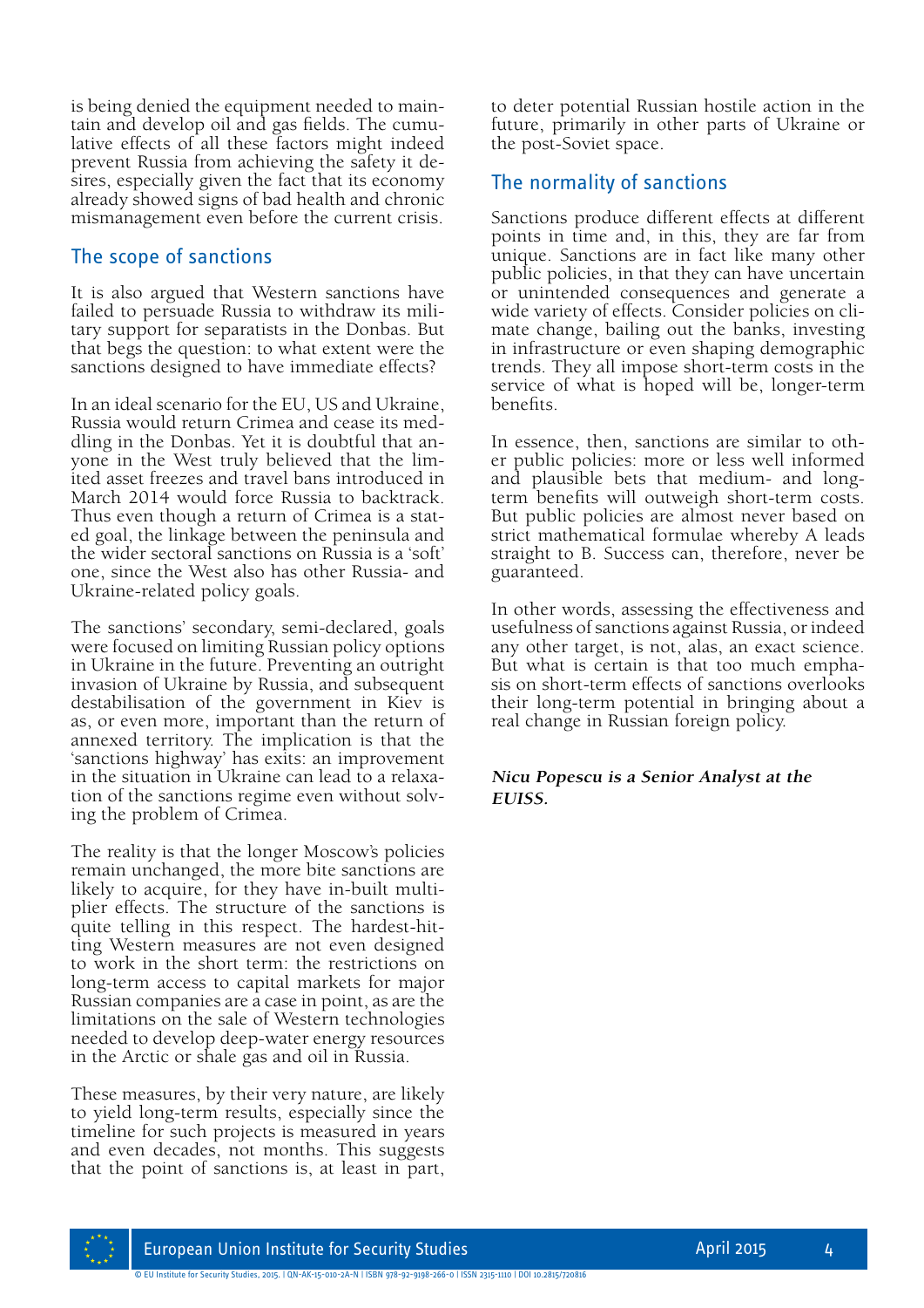is being denied the equipment needed to maintain and develop oil and gas fields. The cumulative effects of all these factors might indeed prevent Russia from achieving the safety it desires, especially given the fact that its economy already showed signs of bad health and chronic mismanagement even before the current crisis.

## The scope of sanctions

It is also argued that Western sanctions have failed to persuade Russia to withdraw its military support for separatists in the Donbas. But that begs the question: to what extent were the sanctions designed to have immediate effects?

In an ideal scenario for the EU, US and Ukraine, Russia would return Crimea and cease its meddling in the Donbas. Yet it is doubtful that anyone in the West truly believed that the limited asset freezes and travel bans introduced in March 2014 would force Russia to backtrack. Thus even though a return of Crimea is a stated goal, the linkage between the peninsula and the wider sectoral sanctions on Russia is a 'soft' one, since the West also has other Russia- and Ukraine-related policy goals.

The sanctions' secondary, semi-declared, goals were focused on limiting Russian policy options in Ukraine in the future. Preventing an outright invasion of Ukraine by Russia, and subsequent destabilisation of the government in Kiev is as, or even more, important than the return of annexed territory. The implication is that the 'sanctions highway' has exits: an improvement in the situation in Ukraine can lead to a relaxation of the sanctions regime even without solving the problem of Crimea.

The reality is that the longer Moscow's policies remain unchanged, the more bite sanctions are likely to acquire, for they have in-built multiplier effects. The structure of the sanctions is quite telling in this respect. The hardest-hitting Western measures are not even designed to work in the short term: the restrictions on long-term access to capital markets for major Russian companies are a case in point, as are the limitations on the sale of Western technologies needed to develop deep-water energy resources in the Arctic or shale gas and oil in Russia.

These measures, by their very nature, are likely to yield long-term results, especially since the timeline for such projects is measured in years and even decades, not months. This suggests that the point of sanctions is, at least in part, to deter potential Russian hostile action in the future, primarily in other parts of Ukraine or the post-Soviet space.

## The normality of sanctions

Sanctions produce different effects at different points in time and, in this, they are far from unique. Sanctions are in fact like many other public policies, in that they can have uncertain or unintended consequences and generate a wide variety of effects. Consider policies on climate change, bailing out the banks, investing in infrastructure or even shaping demographic trends. They all impose short-term costs in the service of what is hoped will be, longer-term benefits.

In essence, then, sanctions are similar to other public policies: more or less well informed and plausible bets that medium- and long-term benefits will outweigh short-term costs. But public policies are almost never based on strict mathematical formulae whereby A leads straight to B. Success can, therefore, never be guaranteed.

In other words, assessing the effectiveness and usefulness of sanctions against Russia, or indeed any other target, is not, alas, an exact science. But what is certain is that too much emphasis on short-term effects of sanctions overlooks their long-term potential in bringing about a real change in Russian foreign policy.

***Nicu Popescu is a Senior Analyst at the EUISS.***

© EU Institute for Security Studies, 2015. | QN-AK-15-010-2A-N | ISBN 978-92-9198-266-0 | ISSN 2315-1110 | DOI 10.2815/720816